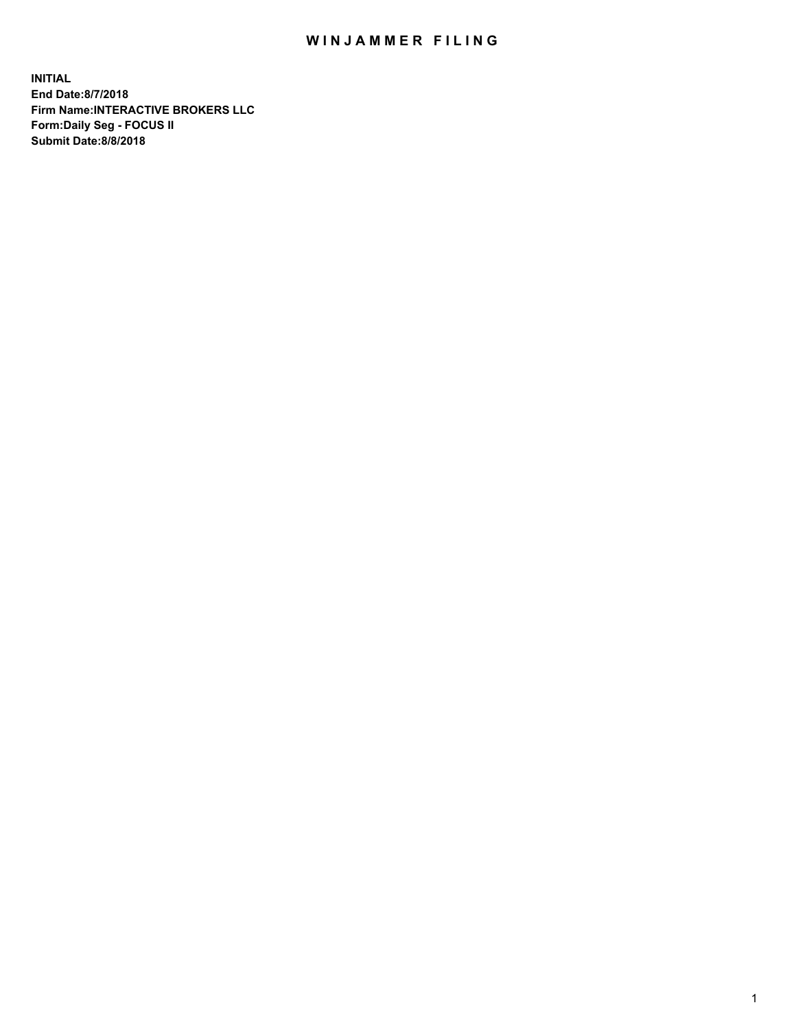# WINJAMMER FILING

**INITIAL**
**End Date:8/7/2018**
**Firm Name:INTERACTIVE BROKERS LLC**
**Form:Daily Seg - FOCUS II**
**Submit Date:8/8/2018**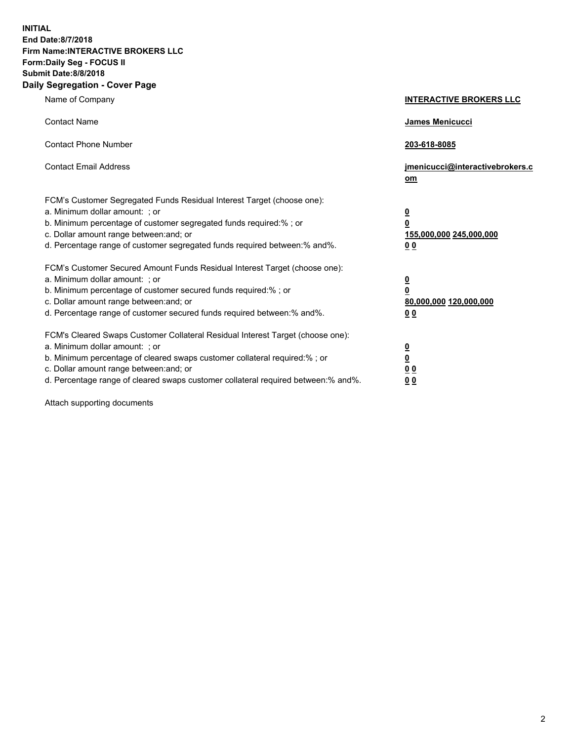**INITIAL**
**End Date:8/7/2018**
**Firm Name:INTERACTIVE BROKERS LLC**
**Form:Daily Seg - FOCUS II**
**Submit Date:8/8/2018**

## Daily Segregation - Cover Page

| | |
|---|---|
| Name of Company | **INTERACTIVE BROKERS LLC** |
| Contact Name | **James Menicucci** |
| Contact Phone Number | **203-618-8085** |
| Contact Email Address | **jmenicucci@interactivebrokers.com** |

FCM's Customer Segregated Funds Residual Interest Target (choose one):

| | |
|---|---|
| a. Minimum dollar amount: ; or | **0** |
| b. Minimum percentage of customer segregated funds required:% ; or | **0** |
| c. Dollar amount range between:and; or | **155,000,000 245,000,000** |
| d. Percentage range of customer segregated funds required between:% and%. | **0 0** |

FCM's Customer Secured Amount Funds Residual Interest Target (choose one):

| | |
|---|---|
| a. Minimum dollar amount: ; or | **0** |
| b. Minimum percentage of customer secured funds required:% ; or | **0** |
| c. Dollar amount range between:and; or | **80,000,000 120,000,000** |
| d. Percentage range of customer secured funds required between:% and%. | **0 0** |

FCM's Cleared Swaps Customer Collateral Residual Interest Target (choose one):

| | |
|---|---|
| a. Minimum dollar amount: ; or | **0** |
| b. Minimum percentage of cleared swaps customer collateral required:% ; or | **0** |
| c. Dollar amount range between:and; or | **0 0** |
| d. Percentage range of cleared swaps customer collateral required between:% and%. | **0 0** |

Attach supporting documents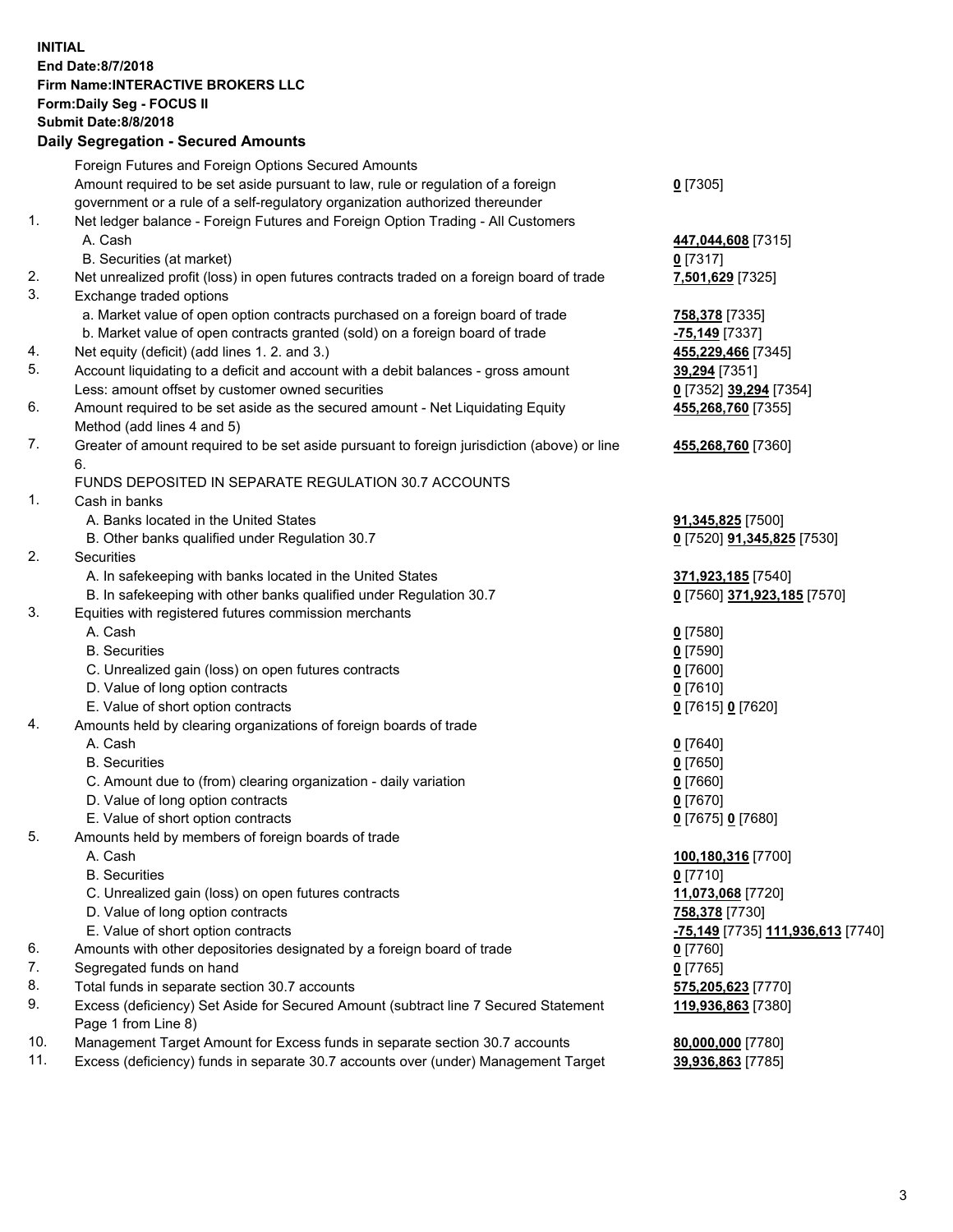**INITIAL**
**End Date:8/7/2018**
**Firm Name:INTERACTIVE BROKERS LLC**
**Form:Daily Seg - FOCUS II**
**Submit Date:8/8/2018**

## Daily Segregation - Secured Amounts

| | | |
|---|---|---|
| | Foreign Futures and Foreign Options Secured Amounts | |
| | Amount required to be set aside pursuant to law, rule or regulation of a foreign government or a rule of a self-regulatory organization authorized thereunder | **0** [7305] |
| 1. | Net ledger balance - Foreign Futures and Foreign Option Trading - All Customers | |
| | A. Cash | **447,044,608** [7315] |
| | B. Securities (at market) | **0** [7317] |
| 2. | Net unrealized profit (loss) in open futures contracts traded on a foreign board of trade | **7,501,629** [7325] |
| 3. | Exchange traded options | |
| | a. Market value of open option contracts purchased on a foreign board of trade | **758,378** [7335] |
| | b. Market value of open contracts granted (sold) on a foreign board of trade | **-75,149** [7337] |
| 4. | Net equity (deficit) (add lines 1. 2. and 3.) | **455,229,466** [7345] |
| 5. | Account liquidating to a deficit and account with a debit balances - gross amount | **39,294** [7351] |
| | Less: amount offset by customer owned securities | **0** [7352] **39,294** [7354] |
| 6. | Amount required to be set aside as the secured amount - Net Liquidating Equity Method (add lines 4 and 5) | **455,268,760** [7355] |
| 7. | Greater of amount required to be set aside pursuant to foreign jurisdiction (above) or line 6. | **455,268,760** [7360] |
| | FUNDS DEPOSITED IN SEPARATE REGULATION 30.7 ACCOUNTS | |
| 1. | Cash in banks | |
| | A. Banks located in the United States | **91,345,825** [7500] |
| | B. Other banks qualified under Regulation 30.7 | **0** [7520] **91,345,825** [7530] |
| 2. | Securities | |
| | A. In safekeeping with banks located in the United States | **371,923,185** [7540] |
| | B. In safekeeping with other banks qualified under Regulation 30.7 | **0** [7560] **371,923,185** [7570] |
| 3. | Equities with registered futures commission merchants | |
| | A. Cash | **0** [7580] |
| | B. Securities | **0** [7590] |
| | C. Unrealized gain (loss) on open futures contracts | **0** [7600] |
| | D. Value of long option contracts | **0** [7610] |
| | E. Value of short option contracts | **0** [7615] **0** [7620] |
| 4. | Amounts held by clearing organizations of foreign boards of trade | |
| | A. Cash | **0** [7640] |
| | B. Securities | **0** [7650] |
| | C. Amount due to (from) clearing organization - daily variation | **0** [7660] |
| | D. Value of long option contracts | **0** [7670] |
| | E. Value of short option contracts | **0** [7675] **0** [7680] |
| 5. | Amounts held by members of foreign boards of trade | |
| | A. Cash | **100,180,316** [7700] |
| | B. Securities | **0** [7710] |
| | C. Unrealized gain (loss) on open futures contracts | **11,073,068** [7720] |
| | D. Value of long option contracts | **758,378** [7730] |
| | E. Value of short option contracts | **-75,149** [7735] **111,936,613** [7740] |
| 6. | Amounts with other depositories designated by a foreign board of trade | **0** [7760] |
| 7. | Segregated funds on hand | **0** [7765] |
| 8. | Total funds in separate section 30.7 accounts | **575,205,623** [7770] |
| 9. | Excess (deficiency) Set Aside for Secured Amount (subtract line 7 Secured Statement Page 1 from Line 8) | **119,936,863** [7380] |
| 10. | Management Target Amount for Excess funds in separate section 30.7 accounts | **80,000,000** [7780] |
| 11. | Excess (deficiency) funds in separate 30.7 accounts over (under) Management Target | **39,936,863** [7785] |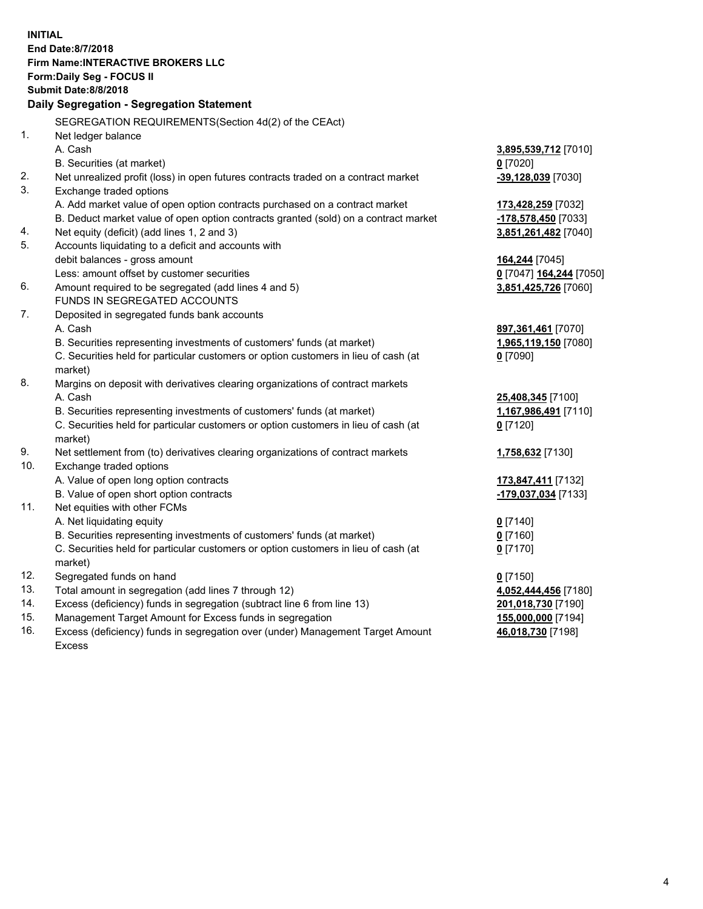**INITIAL**
**End Date:8/7/2018**
**Firm Name:INTERACTIVE BROKERS LLC**
**Form:Daily Seg - FOCUS II**
**Submit Date:8/8/2018**

### Daily Segregation - Segregation Statement

SEGREGATION REQUIREMENTS(Section 4d(2) of the CEAct)

| | | |
|---|---|---|
| 1. | Net ledger balance | |
| | A. Cash | **3,895,539,712** [7010] |
| | B. Securities (at market) | **0** [7020] |
| 2. | Net unrealized profit (loss) in open futures contracts traded on a contract market | **-39,128,039** [7030] |
| 3. | Exchange traded options | |
| | A. Add market value of open option contracts purchased on a contract market | **173,428,259** [7032] |
| | B. Deduct market value of open option contracts granted (sold) on a contract market | **-178,578,450** [7033] |
| 4. | Net equity (deficit) (add lines 1, 2 and 3) | **3,851,261,482** [7040] |
| 5. | Accounts liquidating to a deficit and accounts with debit balances - gross amount | **164,244** [7045] |
| | Less: amount offset by customer securities | **0** [7047] **164,244** [7050] |
| 6. | Amount required to be segregated (add lines 4 and 5) | **3,851,425,726** [7060] |
| | FUNDS IN SEGREGATED ACCOUNTS | |
| 7. | Deposited in segregated funds bank accounts | |
| | A. Cash | **897,361,461** [7070] |
| | B. Securities representing investments of customers' funds (at market) | **1,965,119,150** [7080] |
| | C. Securities held for particular customers or option customers in lieu of cash (at market) | **0** [7090] |
| 8. | Margins on deposit with derivatives clearing organizations of contract markets | |
| | A. Cash | **25,408,345** [7100] |
| | B. Securities representing investments of customers' funds (at market) | **1,167,986,491** [7110] |
| | C. Securities held for particular customers or option customers in lieu of cash (at market) | **0** [7120] |
| 9. | Net settlement from (to) derivatives clearing organizations of contract markets | **1,758,632** [7130] |
| 10. | Exchange traded options | |
| | A. Value of open long option contracts | **173,847,411** [7132] |
| | B. Value of open short option contracts | **-179,037,034** [7133] |
| 11. | Net equities with other FCMs | |
| | A. Net liquidating equity | **0** [7140] |
| | B. Securities representing investments of customers' funds (at market) | **0** [7160] |
| | C. Securities held for particular customers or option customers in lieu of cash (at market) | **0** [7170] |
| 12. | Segregated funds on hand | **0** [7150] |
| 13. | Total amount in segregation (add lines 7 through 12) | **4,052,444,456** [7180] |
| 14. | Excess (deficiency) funds in segregation (subtract line 6 from line 13) | **201,018,730** [7190] |
| 15. | Management Target Amount for Excess funds in segregation | **155,000,000** [7194] |
| 16. | Excess (deficiency) funds in segregation over (under) Management Target Amount Excess | **46,018,730** [7198] |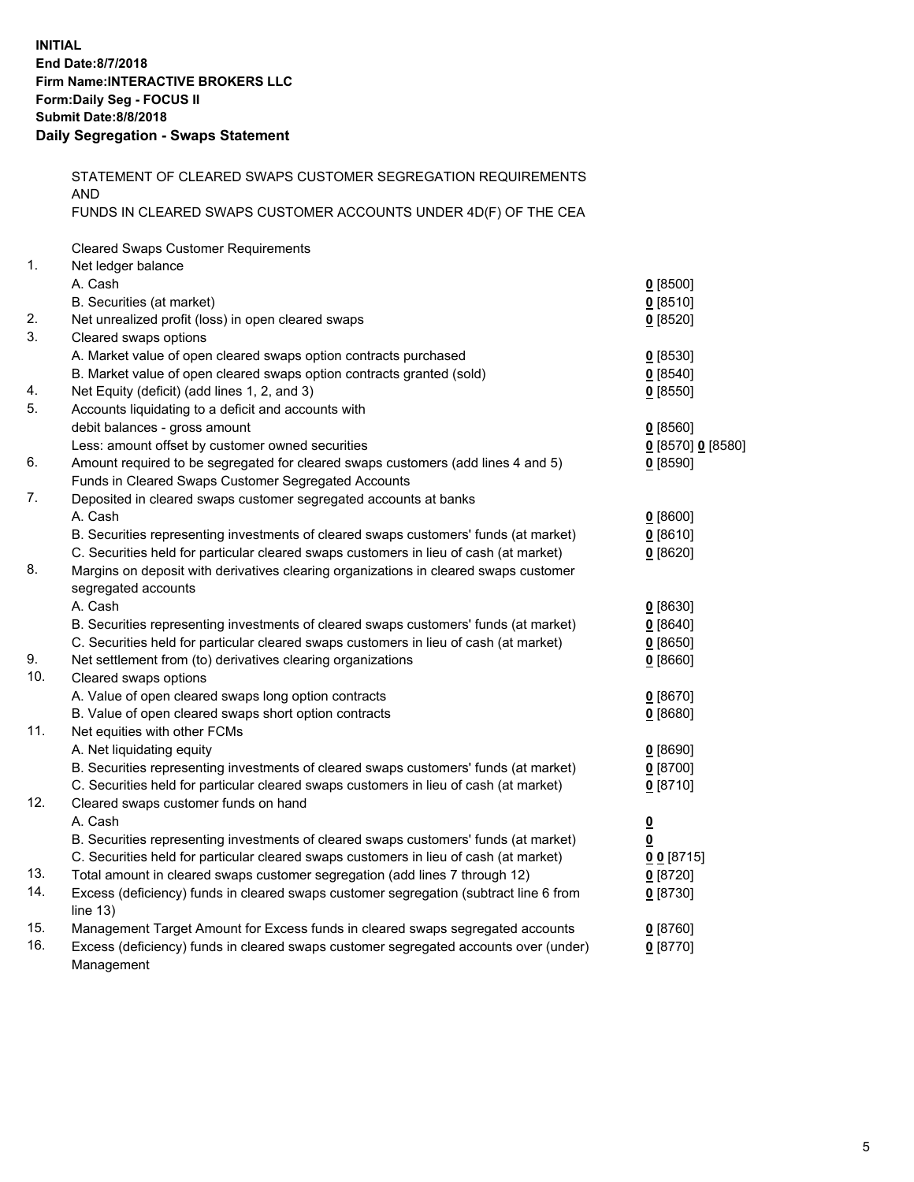**INITIAL**
**End Date:8/7/2018**
**Firm Name:INTERACTIVE BROKERS LLC**
**Form:Daily Seg - FOCUS II**
**Submit Date:8/8/2018**
**Daily Segregation - Swaps Statement**

STATEMENT OF CLEARED SWAPS CUSTOMER SEGREGATION REQUIREMENTS
AND
FUNDS IN CLEARED SWAPS CUSTOMER ACCOUNTS UNDER 4D(F) OF THE CEA

| | | |
|---|---|---|
| | Cleared Swaps Customer Requirements | |
| 1. | Net ledger balance | |
| | A. Cash | 0 [8500] |
| | B. Securities (at market) | 0 [8510] |
| 2. | Net unrealized profit (loss) in open cleared swaps | 0 [8520] |
| 3. | Cleared swaps options | |
| | A. Market value of open cleared swaps option contracts purchased | 0 [8530] |
| | B. Market value of open cleared swaps option contracts granted (sold) | 0 [8540] |
| 4. | Net Equity (deficit) (add lines 1, 2, and 3) | 0 [8550] |
| 5. | Accounts liquidating to a deficit and accounts with | |
| | debit balances - gross amount | 0 [8560] |
| | Less: amount offset by customer owned securities | 0 [8570] 0 [8580] |
| 6. | Amount required to be segregated for cleared swaps customers (add lines 4 and 5) | 0 [8590] |
| | Funds in Cleared Swaps Customer Segregated Accounts | |
| 7. | Deposited in cleared swaps customer segregated accounts at banks | |
| | A. Cash | 0 [8600] |
| | B. Securities representing investments of cleared swaps customers' funds (at market) | 0 [8610] |
| | C. Securities held for particular cleared swaps customers in lieu of cash (at market) | 0 [8620] |
| 8. | Margins on deposit with derivatives clearing organizations in cleared swaps customer segregated accounts | |
| | A. Cash | 0 [8630] |
| | B. Securities representing investments of cleared swaps customers' funds (at market) | 0 [8640] |
| | C. Securities held for particular cleared swaps customers in lieu of cash (at market) | 0 [8650] |
| 9. | Net settlement from (to) derivatives clearing organizations | 0 [8660] |
| 10. | Cleared swaps options | |
| | A. Value of open cleared swaps long option contracts | 0 [8670] |
| | B. Value of open cleared swaps short option contracts | 0 [8680] |
| 11. | Net equities with other FCMs | |
| | A. Net liquidating equity | 0 [8690] |
| | B. Securities representing investments of cleared swaps customers' funds (at market) | 0 [8700] |
| | C. Securities held for particular cleared swaps customers in lieu of cash (at market) | 0 [8710] |
| 12. | Cleared swaps customer funds on hand | |
| | A. Cash | 0 |
| | B. Securities representing investments of cleared swaps customers' funds (at market) | 0 |
| | C. Securities held for particular cleared swaps customers in lieu of cash (at market) | 0 0 [8715] |
| 13. | Total amount in cleared swaps customer segregation (add lines 7 through 12) | 0 [8720] |
| 14. | Excess (deficiency) funds in cleared swaps customer segregation (subtract line 6 from line 13) | 0 [8730] |
| 15. | Management Target Amount for Excess funds in cleared swaps segregated accounts | 0 [8760] |
| 16. | Excess (deficiency) funds in cleared swaps customer segregated accounts over (under) Management | 0 [8770] |